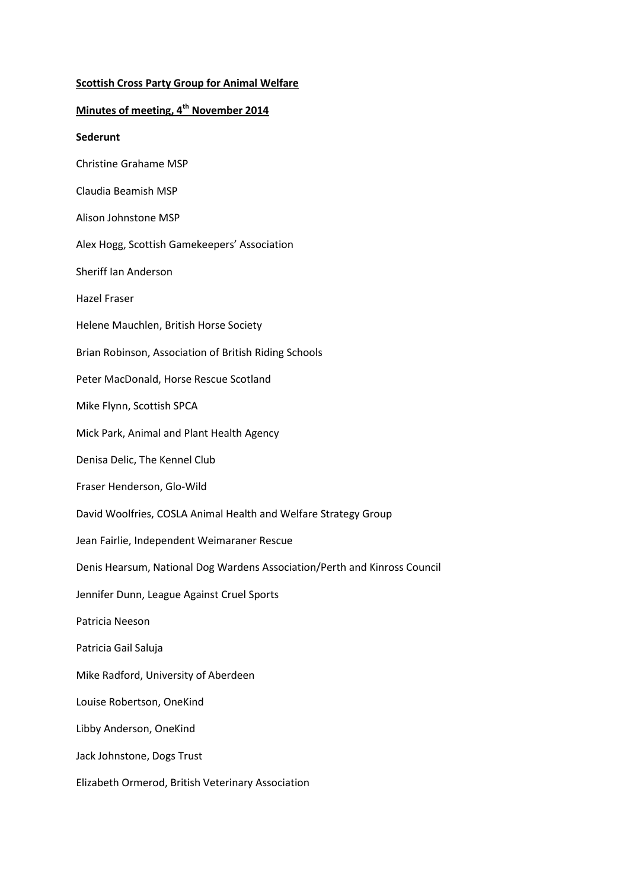**Scottish Cross Party Group for Animal Welfare**

**Minutes of meeting, 4th November 2014**

**Sederunt**

Christine Grahame MSP

Claudia Beamish MSP

Alison Johnstone MSP

Alex Hogg, Scottish Gamekeepers' Association

Sheriff Ian Anderson

Hazel Fraser

Helene Mauchlen, British Horse Society

Brian Robinson, Association of British Riding Schools

Peter MacDonald, Horse Rescue Scotland

Mike Flynn, Scottish SPCA

Mick Park, Animal and Plant Health Agency

Denisa Delic, The Kennel Club

Fraser Henderson, Glo-Wild

David Woolfries, COSLA Animal Health and Welfare Strategy Group

Jean Fairlie, Independent Weimaraner Rescue

Denis Hearsum, National Dog Wardens Association/Perth and Kinross Council

Jennifer Dunn, League Against Cruel Sports

Patricia Neeson

Patricia Gail Saluja

Mike Radford, University of Aberdeen

Louise Robertson, OneKind

Libby Anderson, OneKind

Jack Johnstone, Dogs Trust

Elizabeth Ormerod, British Veterinary Association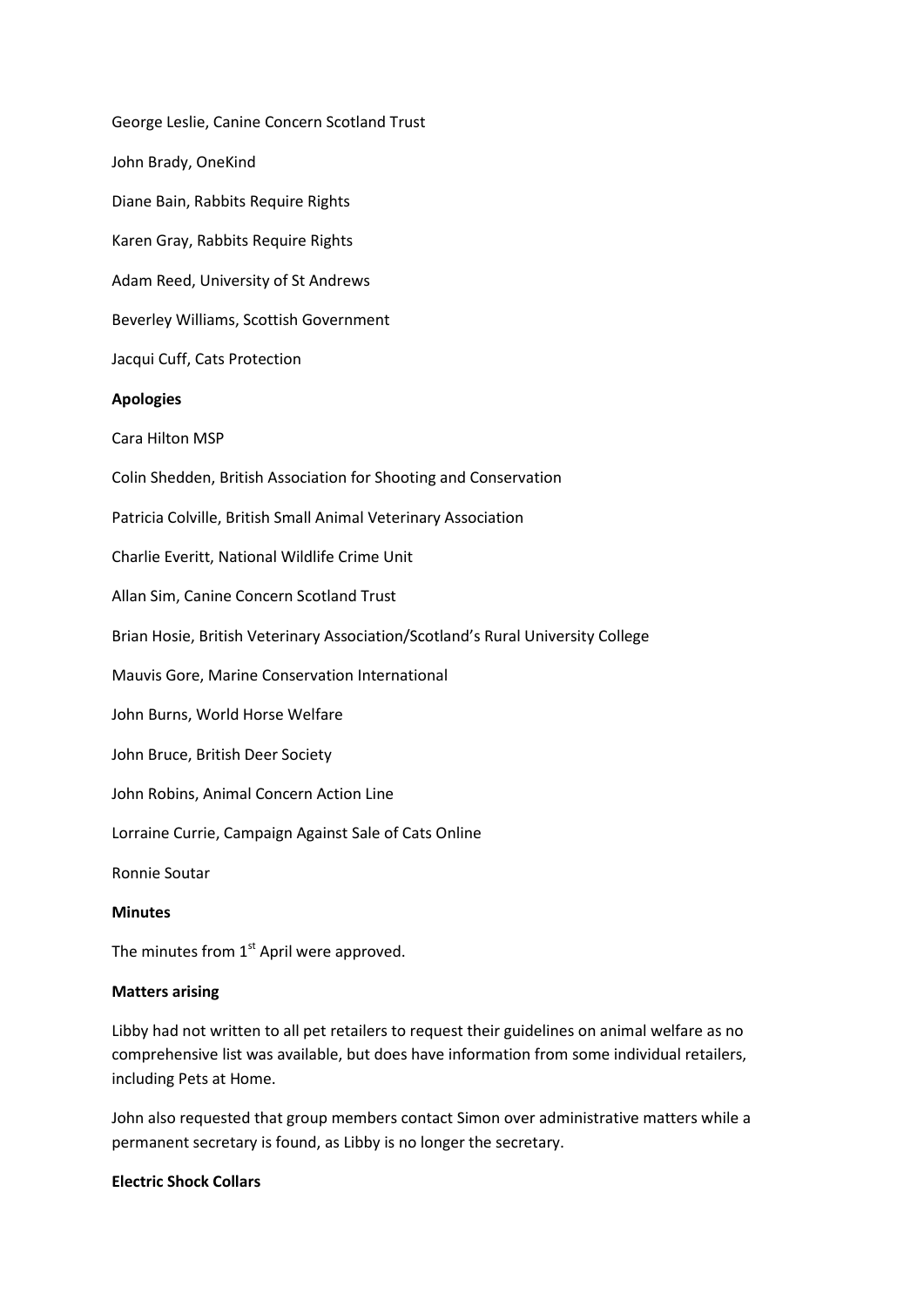George Leslie, Canine Concern Scotland Trust

John Brady, OneKind

Diane Bain, Rabbits Require Rights

Karen Gray, Rabbits Require Rights

Adam Reed, University of St Andrews

Beverley Williams, Scottish Government

Jacqui Cuff, Cats Protection

**Apologies**

Cara Hilton MSP

Colin Shedden, British Association for Shooting and Conservation

Patricia Colville, British Small Animal Veterinary Association

Charlie Everitt, National Wildlife Crime Unit

Allan Sim, Canine Concern Scotland Trust

Brian Hosie, British Veterinary Association/Scotland's Rural University College

Mauvis Gore, Marine Conservation International

John Burns, World Horse Welfare

John Bruce, British Deer Society

John Robins, Animal Concern Action Line

Lorraine Currie, Campaign Against Sale of Cats Online

Ronnie Soutar

**Minutes**

The minutes from 1st April were approved.

**Matters arising**

Libby had not written to all pet retailers to request their guidelines on animal welfare as no comprehensive list was available, but does have information from some individual retailers, including Pets at Home.

John also requested that group members contact Simon over administrative matters while a permanent secretary is found, as Libby is no longer the secretary.

**Electric Shock Collars**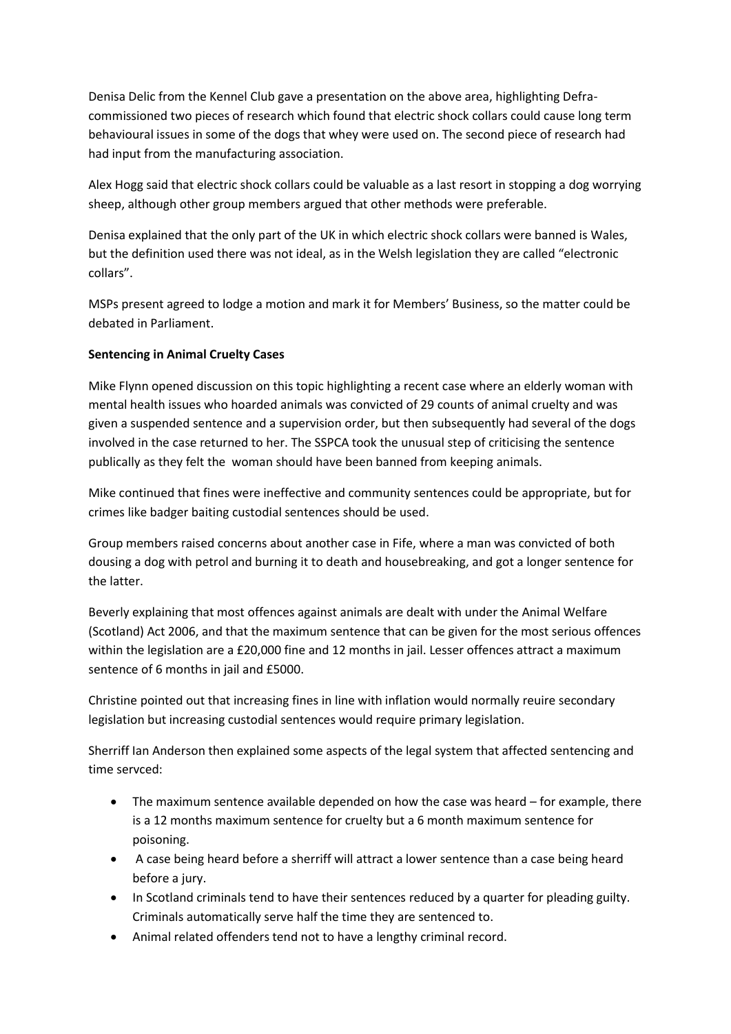Denisa Delic from the Kennel Club gave a presentation on the above area, highlighting Defra-commissioned two pieces of research which found that electric shock collars could cause long term behavioural issues in some of the dogs that whey were used on. The second piece of research had had input from the manufacturing association.

Alex Hogg said that electric shock collars could be valuable as a last resort in stopping a dog worrying sheep, although other group members argued that other methods were preferable.

Denisa explained that the only part of the UK in which electric shock collars were banned is Wales, but the definition used there was not ideal, as in the Welsh legislation they are called "electronic collars".

MSPs present agreed to lodge a motion and mark it for Members' Business, so the matter could be debated in Parliament.

**Sentencing in Animal Cruelty Cases**

Mike Flynn opened discussion on this topic highlighting a recent case where an elderly woman with mental health issues who hoarded animals was convicted of 29 counts of animal cruelty and was given a suspended sentence and a supervision order, but then subsequently had several of the dogs involved in the case returned to her. The SSPCA took the unusual step of criticising the sentence publically as they felt the woman should have been banned from keeping animals.

Mike continued that fines were ineffective and community sentences could be appropriate, but for crimes like badger baiting custodial sentences should be used.

Group members raised concerns about another case in Fife, where a man was convicted of both dousing a dog with petrol and burning it to death and housebreaking, and got a longer sentence for the latter.

Beverly explaining that most offences against animals are dealt with under the Animal Welfare (Scotland) Act 2006, and that the maximum sentence that can be given for the most serious offences within the legislation are a £20,000 fine and 12 months in jail. Lesser offences attract a maximum sentence of 6 months in jail and £5000.

Christine pointed out that increasing fines in line with inflation would normally reuire secondary legislation but increasing custodial sentences would require primary legislation.

Sherriff Ian Anderson then explained some aspects of the legal system that affected sentencing and time servced:

- The maximum sentence available depended on how the case was heard – for example, there is a 12 months maximum sentence for cruelty but a 6 month maximum sentence for poisoning.
- A case being heard before a sherriff will attract a lower sentence than a case being heard before a jury.
- In Scotland criminals tend to have their sentences reduced by a quarter for pleading guilty. Criminals automatically serve half the time they are sentenced to.
- Animal related offenders tend not to have a lengthy criminal record.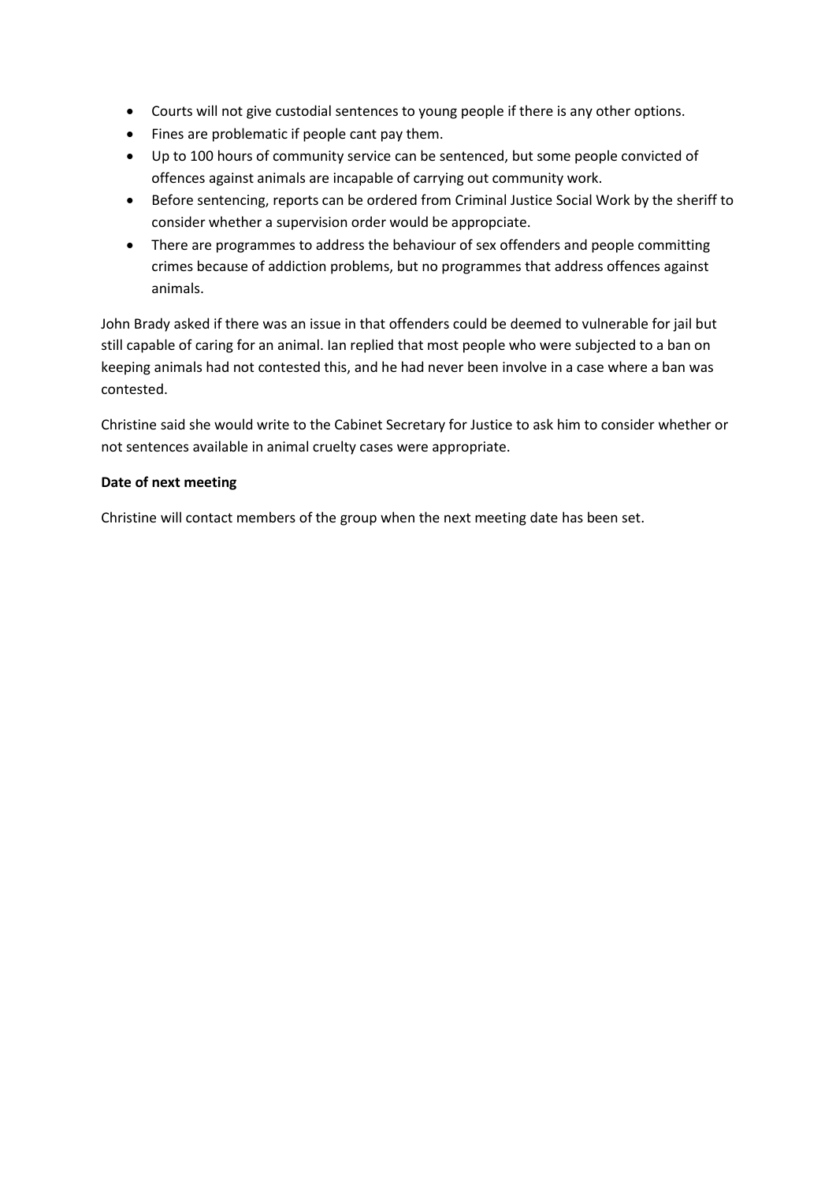- Courts will not give custodial sentences to young people if there is any other options.
- Fines are problematic if people cant pay them.
- Up to 100 hours of community service can be sentenced, but some people convicted of offences against animals are incapable of carrying out community work.
- Before sentencing, reports can be ordered from Criminal Justice Social Work by the sheriff to consider whether a supervision order would be appropciate.
- There are programmes to address the behaviour of sex offenders and people committing crimes because of addiction problems, but no programmes that address offences against animals.

John Brady asked if there was an issue in that offenders could be deemed to vulnerable for jail but still capable of caring for an animal. Ian replied that most people who were subjected to a ban on keeping animals had not contested this, and he had never been involve in a case where a ban was contested.

Christine said she would write to the Cabinet Secretary for Justice to ask him to consider whether or not sentences available in animal cruelty cases were appropriate.

**Date of next meeting**

Christine will contact members of the group when the next meeting date has been set.